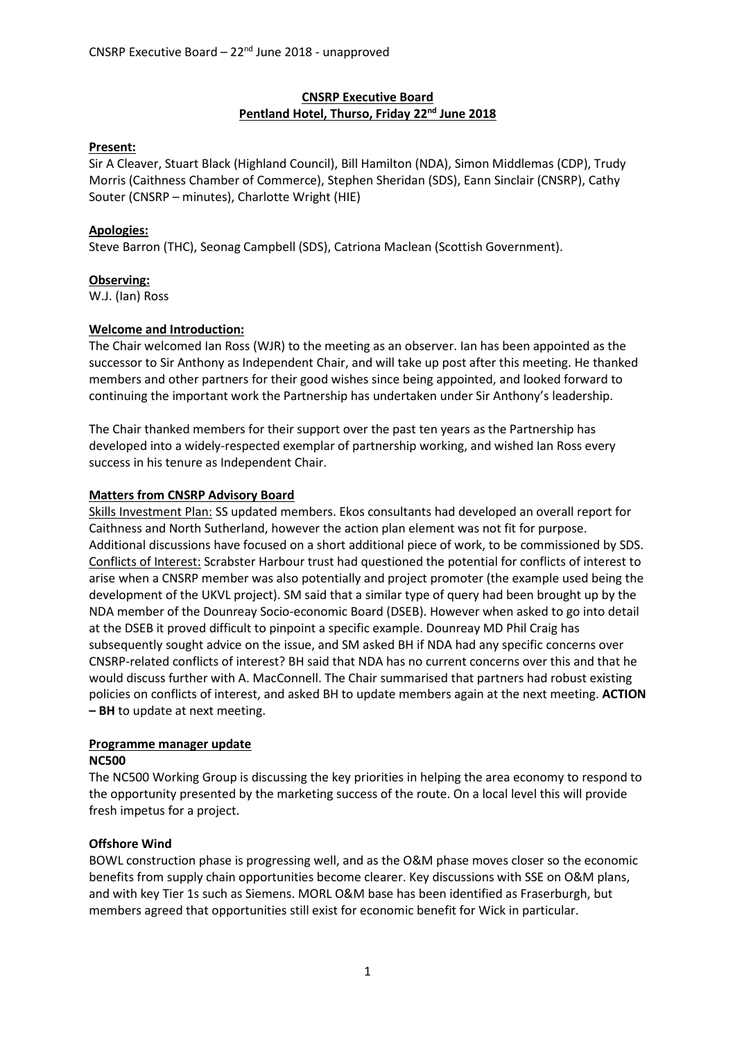**CNSRP Executive Board**
**Pentland Hotel, Thurso, Friday 22nd June 2018**

**Present:**
Sir A Cleaver, Stuart Black (Highland Council), Bill Hamilton (NDA), Simon Middlemas (CDP), Trudy Morris (Caithness Chamber of Commerce), Stephen Sheridan (SDS), Eann Sinclair (CNSRP), Cathy Souter (CNSRP – minutes), Charlotte Wright (HIE)

**Apologies:**
Steve Barron (THC), Seonag Campbell (SDS), Catriona Maclean (Scottish Government).

**Observing:**
W.J. (Ian) Ross

**Welcome and Introduction:**
The Chair welcomed Ian Ross (WJR) to the meeting as an observer. Ian has been appointed as the successor to Sir Anthony as Independent Chair, and will take up post after this meeting. He thanked members and other partners for their good wishes since being appointed, and looked forward to continuing the important work the Partnership has undertaken under Sir Anthony's leadership.

The Chair thanked members for their support over the past ten years as the Partnership has developed into a widely-respected exemplar of partnership working, and wished Ian Ross every success in his tenure as Independent Chair.

**Matters from CNSRP Advisory Board**
Skills Investment Plan: SS updated members. Ekos consultants had developed an overall report for Caithness and North Sutherland, however the action plan element was not fit for purpose. Additional discussions have focused on a short additional piece of work, to be commissioned by SDS.
Conflicts of Interest: Scrabster Harbour trust had questioned the potential for conflicts of interest to arise when a CNSRP member was also potentially and project promoter (the example used being the development of the UKVL project). SM said that a similar type of query had been brought up by the NDA member of the Dounreay Socio-economic Board (DSEB). However when asked to go into detail at the DSEB it proved difficult to pinpoint a specific example. Dounreay MD Phil Craig has subsequently sought advice on the issue, and SM asked BH if NDA had any specific concerns over CNSRP-related conflicts of interest? BH said that NDA has no current concerns over this and that he would discuss further with A. MacConnell. The Chair summarised that partners had robust existing policies on conflicts of interest, and asked BH to update members again at the next meeting. **ACTION – BH** to update at next meeting.

**Programme manager update**

**NC500**
The NC500 Working Group is discussing the key priorities in helping the area economy to respond to the opportunity presented by the marketing success of the route. On a local level this will provide fresh impetus for a project.

**Offshore Wind**
BOWL construction phase is progressing well, and as the O&M phase moves closer so the economic benefits from supply chain opportunities become clearer. Key discussions with SSE on O&M plans, and with key Tier 1s such as Siemens. MORL O&M base has been identified as Fraserburgh, but members agreed that opportunities still exist for economic benefit for Wick in particular.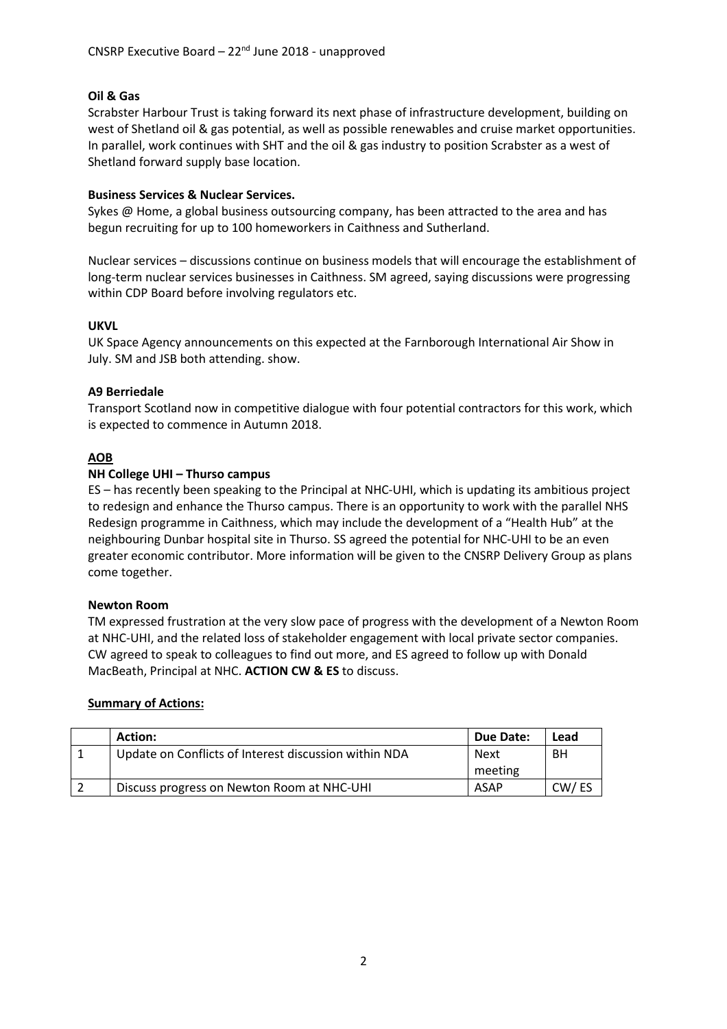**Oil & Gas**

Scrabster Harbour Trust is taking forward its next phase of infrastructure development, building on west of Shetland oil & gas potential, as well as possible renewables and cruise market opportunities. In parallel, work continues with SHT and the oil & gas industry to position Scrabster as a west of Shetland forward supply base location.

**Business Services & Nuclear Services.**

Sykes @ Home, a global business outsourcing company, has been attracted to the area and has begun recruiting for up to 100 homeworkers in Caithness and Sutherland.

Nuclear services – discussions continue on business models that will encourage the establishment of long-term nuclear services businesses in Caithness. SM agreed, saying discussions were progressing within CDP Board before involving regulators etc.

**UKVL**

UK Space Agency announcements on this expected at the Farnborough International Air Show in July. SM and JSB both attending. show.

**A9 Berriedale**

Transport Scotland now in competitive dialogue with four potential contractors for this work, which is expected to commence in Autumn 2018.

**AOB**

**NH College UHI – Thurso campus**

ES – has recently been speaking to the Principal at NHC-UHI, which is updating its ambitious project to redesign and enhance the Thurso campus. There is an opportunity to work with the parallel NHS Redesign programme in Caithness, which may include the development of a "Health Hub" at the neighbouring Dunbar hospital site in Thurso. SS agreed the potential for NHC-UHI to be an even greater economic contributor. More information will be given to the CNSRP Delivery Group as plans come together.

**Newton Room**

TM expressed frustration at the very slow pace of progress with the development of a Newton Room at NHC-UHI, and the related loss of stakeholder engagement with local private sector companies. CW agreed to speak to colleagues to find out more, and ES agreed to follow up with Donald MacBeath, Principal at NHC. **ACTION CW & ES** to discuss.

**Summary of Actions:**

| | Action: | Due Date: | Lead |
|---|---|---|---|
| 1 | Update on Conflicts of Interest discussion within NDA | Next meeting | BH |
| 2 | Discuss progress on Newton Room at NHC-UHI | ASAP | CW/ ES |